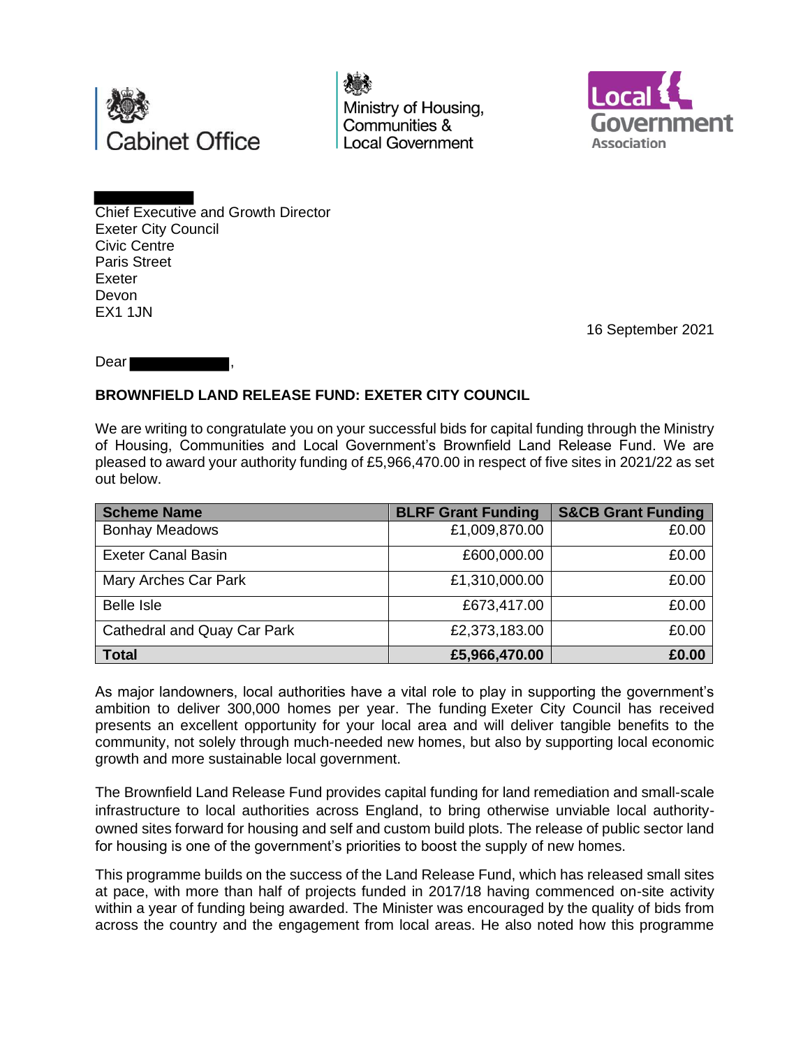Chief Executive and Growth Director
Exeter City Council
Civic Centre
Paris Street
Exeter
Devon
EX1 1JN

16 September 2021

Dear ,

**BROWNFIELD LAND RELEASE FUND: EXETER CITY COUNCIL**

We are writing to congratulate you on your successful bids for capital funding through the Ministry of Housing, Communities and Local Government's Brownfield Land Release Fund. We are pleased to award your authority funding of £5,966,470.00 in respect of five sites in 2021/22 as set out below.

| Scheme Name | BLRF Grant Funding | S&CB Grant Funding |
|---|---|---|
| Bonhay Meadows | £1,009,870.00 | £0.00 |
| Exeter Canal Basin | £600,000.00 | £0.00 |
| Mary Arches Car Park | £1,310,000.00 | £0.00 |
| Belle Isle | £673,417.00 | £0.00 |
| Cathedral and Quay Car Park | £2,373,183.00 | £0.00 |
| **Total** | **£5,966,470.00** | **£0.00** |

As major landowners, local authorities have a vital role to play in supporting the government's ambition to deliver 300,000 homes per year. The funding Exeter City Council has received presents an excellent opportunity for your local area and will deliver tangible benefits to the community, not solely through much-needed new homes, but also by supporting local economic growth and more sustainable local government.

The Brownfield Land Release Fund provides capital funding for land remediation and small-scale infrastructure to local authorities across England, to bring otherwise unviable local authority-owned sites forward for housing and self and custom build plots. The release of public sector land for housing is one of the government's priorities to boost the supply of new homes.

This programme builds on the success of the Land Release Fund, which has released small sites at pace, with more than half of projects funded in 2017/18 having commenced on-site activity within a year of funding being awarded. The Minister was encouraged by the quality of bids from across the country and the engagement from local areas. He also noted how this programme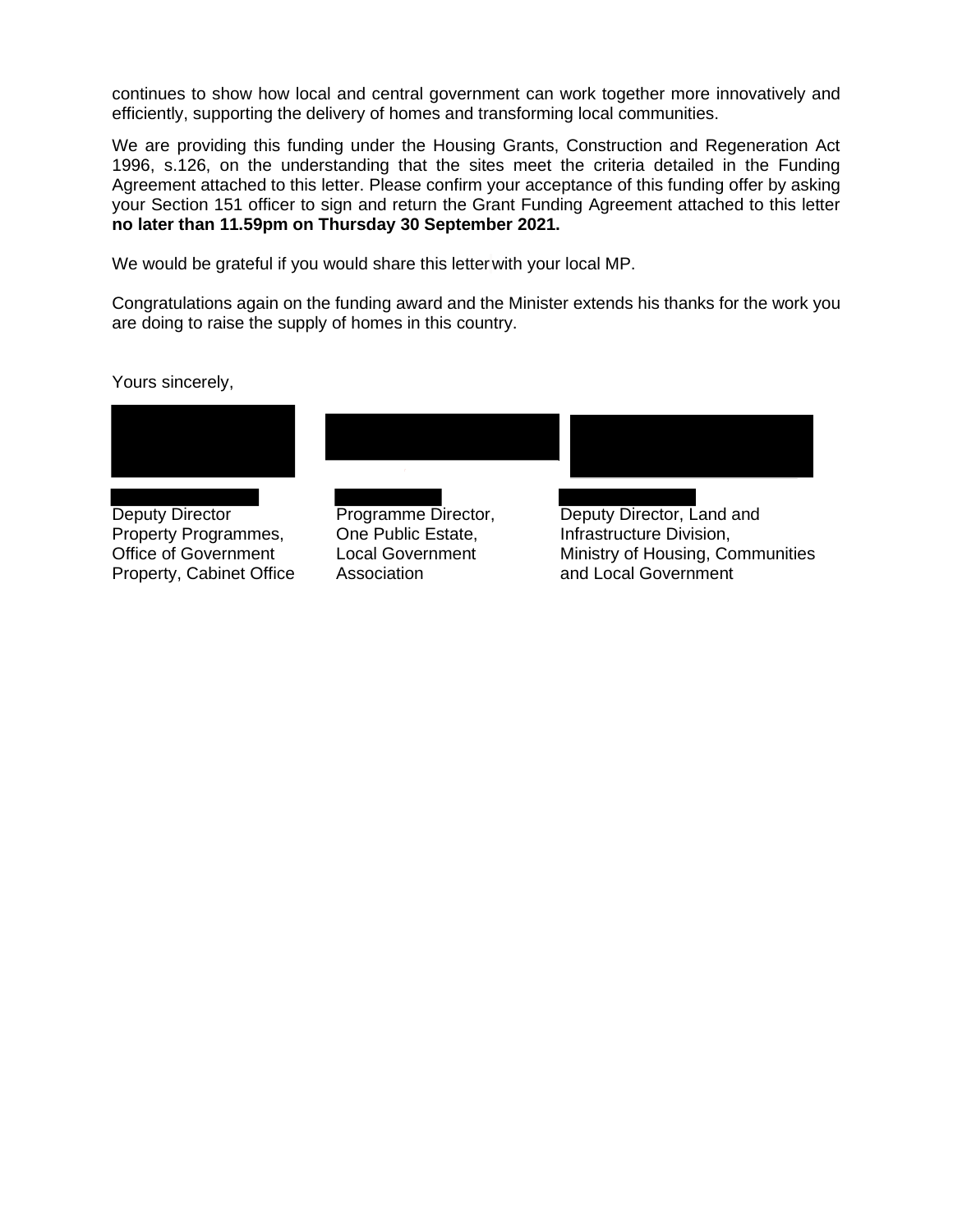continues to show how local and central government can work together more innovatively and efficiently, supporting the delivery of homes and transforming local communities.

We are providing this funding under the Housing Grants, Construction and Regeneration Act 1996, s.126, on the understanding that the sites meet the criteria detailed in the Funding Agreement attached to this letter. Please confirm your acceptance of this funding offer by asking your Section 151 officer to sign and return the Grant Funding Agreement attached to this letter **no later than 11.59pm on Thursday 30 September 2021.**

We would be grateful if you would share this letter with your local MP.

Congratulations again on the funding award and the Minister extends his thanks for the work you are doing to raise the supply of homes in this country.

Yours sincerely,

Deputy Director
Property Programmes,
Office of Government
Property, Cabinet Office

Programme Director,
One Public Estate,
Local Government
Association

Deputy Director, Land and
Infrastructure Division,
Ministry of Housing, Communities
and Local Government